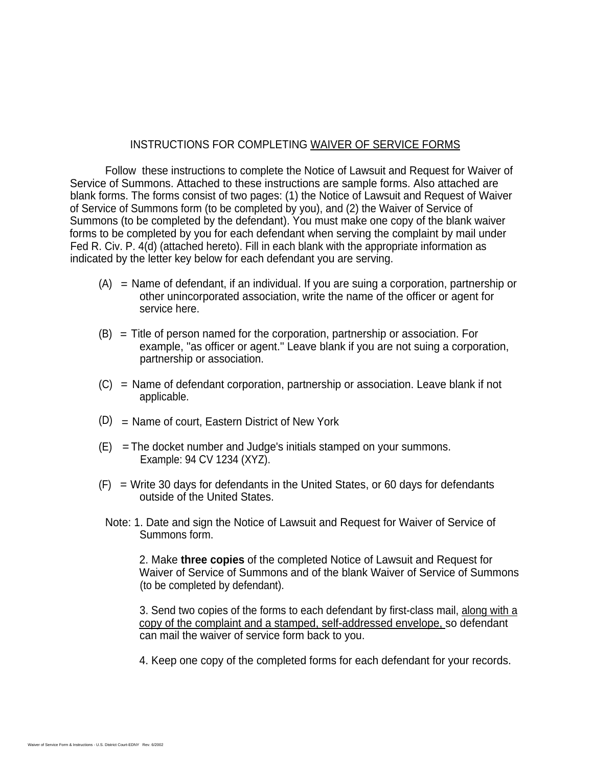# INSTRUCTIONS FOR COMPLETING WAIVER OF SERVICE FORMS

Follow these instructions to complete the Notice of Lawsuit and Request for Waiver of Service of Summons. Attached to these instructions are sample forms. Also attached are blank forms. The forms consist of two pages: (1) the Notice of Lawsuit and Request of Waiver of Service of Summons form (to be completed by you), and (2) the Waiver of Service of Summons (to be completed by the defendant). You must make one copy of the blank waiver forms to be completed by you for each defendant when serving the complaint by mail under Fed R. Civ. P. 4(d) (attached hereto). Fill in each blank with the appropriate information as indicated by the letter key below for each defendant you are serving.

(A) = Name of defendant, if an individual. If you are suing a corporation, partnership or other unincorporated association, write the name of the officer or agent for service here.

(B) = Title of person named for the corporation, partnership or association. For example, "as officer or agent." Leave blank if you are not suing a corporation, partnership or association.

(C) = Name of defendant corporation, partnership or association. Leave blank if not applicable.

(D) = Name of court, Eastern District of New York

(E) = The docket number and Judge's initials stamped on your summons. Example: 94 CV 1234 (XYZ).

(F) = Write 30 days for defendants in the United States, or 60 days for defendants outside of the United States.

Note: 1. Date and sign the Notice of Lawsuit and Request for Waiver of Service of Summons form.

2. Make **three copies** of the completed Notice of Lawsuit and Request for Waiver of Service of Summons and of the blank Waiver of Service of Summons (to be completed by defendant).

3. Send two copies of the forms to each defendant by first-class mail, along with a copy of the complaint and a stamped, self-addressed envelope, so defendant can mail the waiver of service form back to you.

4. Keep one copy of the completed forms for each defendant for your records.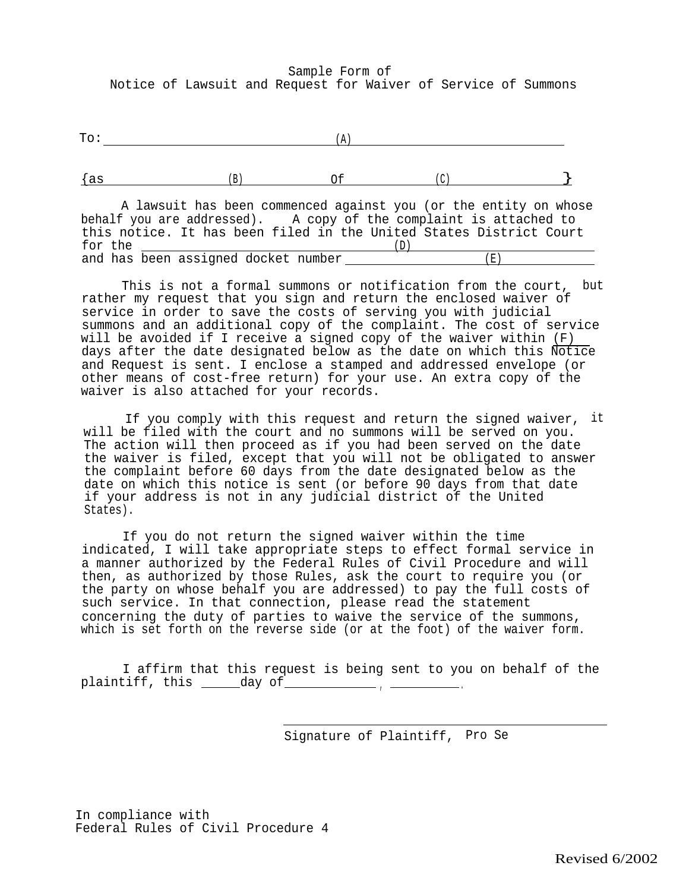Sample Form of
Notice of Lawsuit and Request for Waiver of Service of Summons

To: ______________________________ (A) ______________________________

{as ______________ (B) ______________ of ______________ (C) ______________}

A lawsuit has been commenced against you (or the entity on whose behalf you are addressed). A copy of the complaint is attached to this notice. It has been filed in the United States District Court for the ______________________________ (D) ______________________________
and has been assigned docket number ______________ (E) ______________

This is not a formal summons or notification from the court, but rather my request that you sign and return the enclosed waiver of service in order to save the costs of serving you with judicial summons and an additional copy of the complaint. The cost of service will be avoided if I receive a signed copy of the waiver within (F)___ days after the date designated below as the date on which this Notice and Request is sent. I enclose a stamped and addressed envelope (or other means of cost-free return) for your use. An extra copy of the waiver is also attached for your records.

If you comply with this request and return the signed waiver, it will be filed with the court and no summons will be served on you. The action will then proceed as if you had been served on the date the waiver is filed, except that you will not be obligated to answer the complaint before 60 days from the date designated below as the date on which this notice is sent (or before 90 days from that date if your address is not in any judicial district of the United States).

If you do not return the signed waiver within the time indicated, I will take appropriate steps to effect formal service in a manner authorized by the Federal Rules of Civil Procedure and will then, as authorized by those Rules, ask the court to require you (or the party on whose behalf you are addressed) to pay the full costs of such service. In that connection, please read the statement concerning the duty of parties to waive the service of the summons, which is set forth on the reverse side (or at the foot) of the waiver form.

I affirm that this request is being sent to you on behalf of the plaintiff, this _____ day of ____________, __________.

______________________________
Signature of Plaintiff, Pro Se

In compliance with
Federal Rules of Civil Procedure 4

Revised 6/2002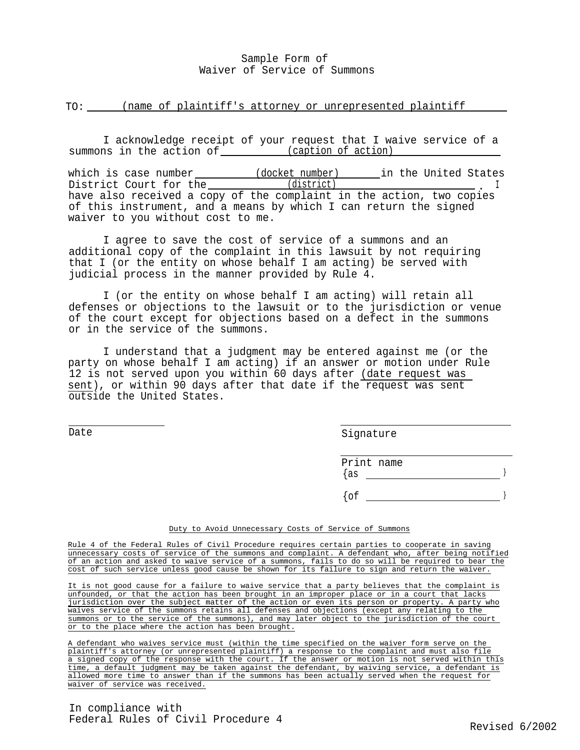# Sample Form of Waiver of Service of Summons

TO: (name of plaintiff's attorney or unrepresented plaintiff

I acknowledge receipt of your request that I waive service of a summons in the action of (caption of action) which is case number (docket number) in the United States District Court for the (district). I have also received a copy of the complaint in the action, two copies of this instrument, and a means by which I can return the signed waiver to you without cost to me.

I agree to save the cost of service of a summons and an additional copy of the complaint in this lawsuit by not requiring that I (or the entity on whose behalf I am acting) be served with judicial process in the manner provided by Rule 4.

I (or the entity on whose behalf I am acting) will retain all defenses or objections to the lawsuit or to the jurisdiction or venue of the court except for objections based on a defect in the summons or in the service of the summons.

I understand that a judgment may be entered against me (or the party on whose behalf I am acting) if an answer or motion under Rule 12 is not served upon you within 60 days after (date request was sent), or within 90 days after that date if the request was sent outside the United States.

______________
Date

______________
Signature

______________
Print name
{as ______________ }

{of ______________ }

## Duty to Avoid Unnecessary Costs of Service of Summons

Rule 4 of the Federal Rules of Civil Procedure requires certain parties to cooperate in saving unnecessary costs of service of the summons and complaint. A defendant who, after being notified of an action and asked to waive service of a summons, fails to do so will be required to bear the cost of such service unless good cause be shown for its failure to sign and return the waiver.

It is not good cause for a failure to waive service that a party believes that the complaint is unfounded, or that the action has been brought in an improper place or in a court that lacks jurisdiction over the subject matter of the action or even its person or property. A party who waives service of the summons retains all defenses and objections (except any relating to the summons or to the service of the summons), and may later object to the jurisdiction of the court or to the place where the action has been brought.

A defendant who waives service must (within the time specified on the waiver form serve on the plaintiff's attorney (or unrepresented plaintiff) a response to the complaint and must also file a signed copy of the response with the court. If the answer or motion is not served within this time, a default judgment may be taken against the defendant, by waiving service, a defendant is allowed more time to answer than if the summons has been actually served when the request for waiver of service was received.

In compliance with
Federal Rules of Civil Procedure 4

Revised 6/2002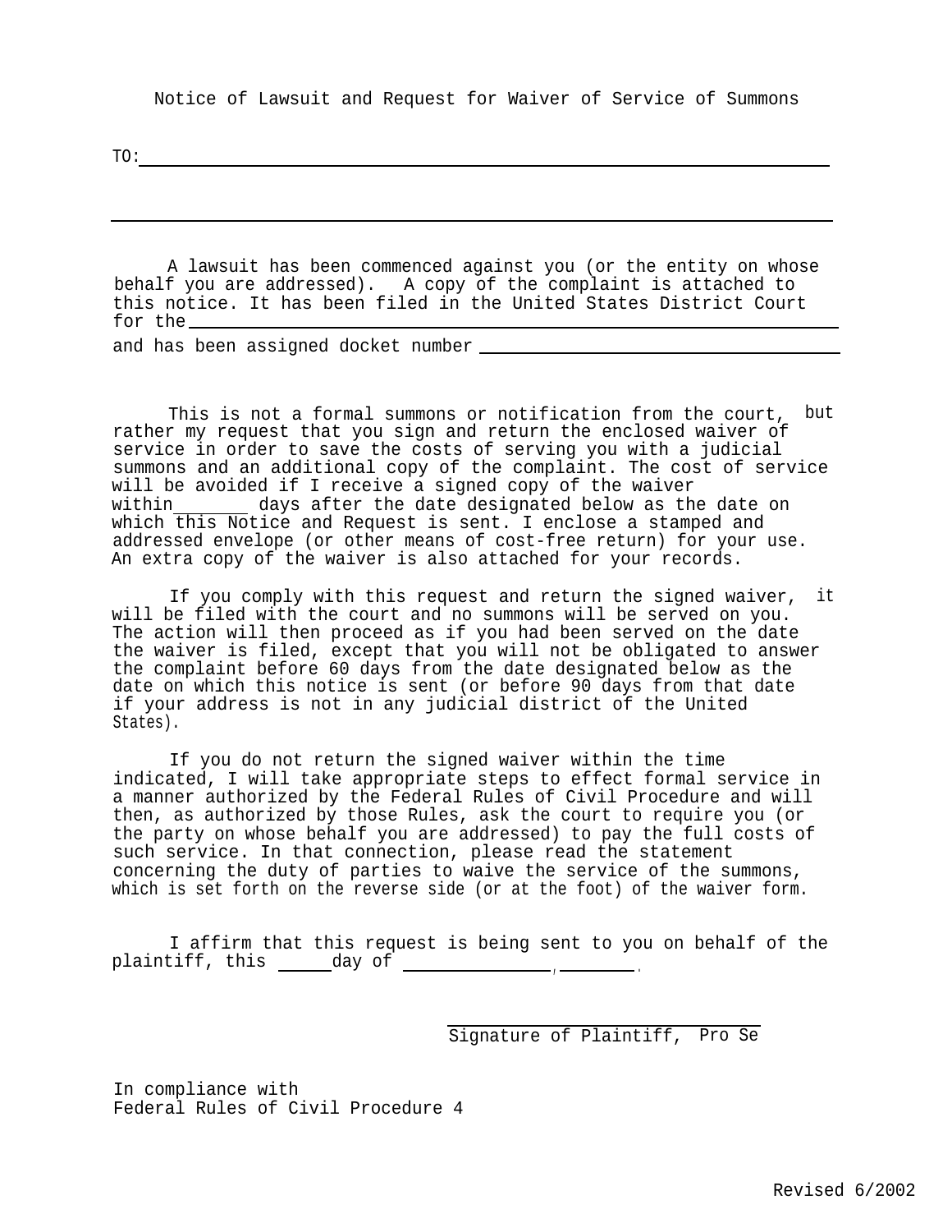# Notice of Lawsuit and Request for Waiver of Service of Summons

TO: ______________________________________________________________

______________________________________________________________

A lawsuit has been commenced against you (or the entity on whose behalf you are addressed). A copy of the complaint is attached to this notice. It has been filed in the United States District Court for the ______________________________________________________________ and has been assigned docket number ______________________________

This is not a formal summons or notification from the court, but rather my request that you sign and return the enclosed waiver of service in order to save the costs of serving you with a judicial summons and an additional copy of the complaint. The cost of service will be avoided if I receive a signed copy of the waiver within ______ days after the date designated below as the date on which this Notice and Request is sent. I enclose a stamped and addressed envelope (or other means of cost-free return) for your use. An extra copy of the waiver is also attached for your records.

If you comply with this request and return the signed waiver, it will be filed with the court and no summons will be served on you. The action will then proceed as if you had been served on the date the waiver is filed, except that you will not be obligated to answer the complaint before 60 days from the date designated below as the date on which this notice is sent (or before 90 days from that date if your address is not in any judicial district of the United States).

If you do not return the signed waiver within the time indicated, I will take appropriate steps to effect formal service in a manner authorized by the Federal Rules of Civil Procedure and will then, as authorized by those Rules, ask the court to require you (or the party on whose behalf you are addressed) to pay the full costs of such service. In that connection, please read the statement concerning the duty of parties to waive the service of the summons, which is set forth on the reverse side (or at the foot) of the waiver form.

I affirm that this request is being sent to you on behalf of the plaintiff, this ______ day of ________________, ________.

________________________________
Signature of Plaintiff, Pro Se

In compliance with
Federal Rules of Civil Procedure 4

Revised 6/2002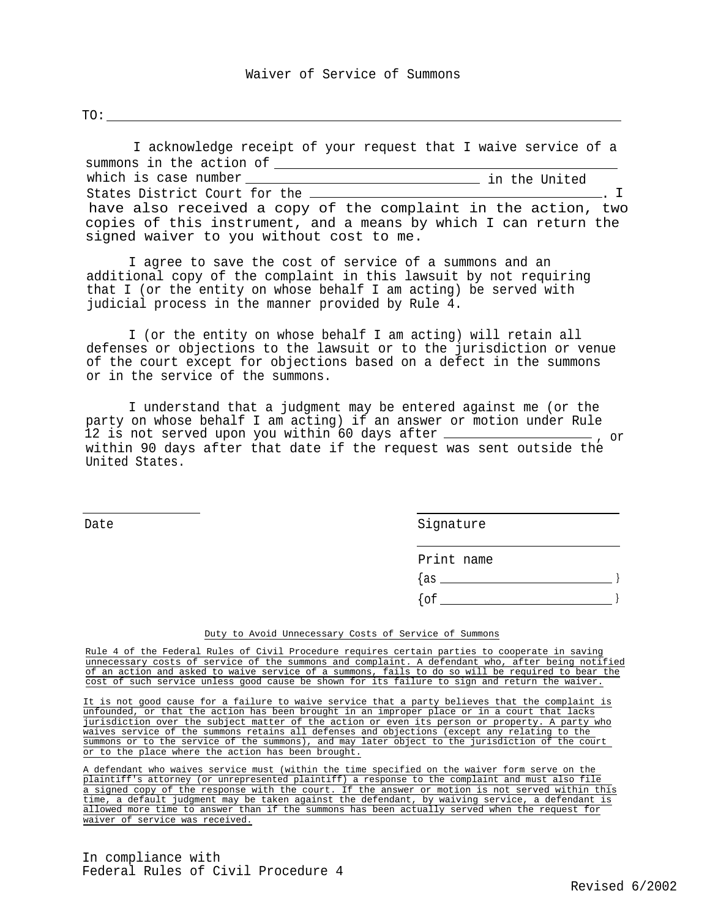# Waiver of Service of Summons

TO: ____________________________________________

I acknowledge receipt of your request that I waive service of a summons in the action of ____________________________ which is case number ____________________ in the United States District Court for the ____________________________. I have also received a copy of the complaint in the action, two copies of this instrument, and a means by which I can return the signed waiver to you without cost to me.

I agree to save the cost of service of a summons and an additional copy of the complaint in this lawsuit by not requiring that I (or the entity on whose behalf I am acting) be served with judicial process in the manner provided by Rule 4.

I (or the entity on whose behalf I am acting) will retain all defenses or objections to the lawsuit or to the jurisdiction or venue of the court except for objections based on a defect in the summons or in the service of the summons.

I understand that a judgment may be entered against me (or the party on whose behalf I am acting) if an answer or motion under Rule 12 is not served upon you within 60 days after ____________, or within 90 days after that date if the request was sent outside the United States.

______________ Date

______________________ Signature

______________________ Print name

{as ______________________}

{of ______________________}

## Duty to Avoid Unnecessary Costs of Service of Summons

Rule 4 of the Federal Rules of Civil Procedure requires certain parties to cooperate in saving unnecessary costs of service of the summons and complaint. A defendant who, after being notified of an action and asked to waive service of a summons, fails to do so will be required to bear the cost of such service unless good cause be shown for its failure to sign and return the waiver.

It is not good cause for a failure to waive service that a party believes that the complaint is unfounded, or that the action has been brought in an improper place or in a court that lacks jurisdiction over the subject matter of the action or even its person or property. A party who waives service of the summons retains all defenses and objections (except any relating to the summons or to the service of the summons), and may later object to the jurisdiction of the court or to the place where the action has been brought.

A defendant who waives service must (within the time specified on the waiver form serve on the plaintiff's attorney (or unrepresented plaintiff) a response to the complaint and must also file a signed copy of the response with the court. If the answer or motion is not served within this time, a default judgment may be taken against the defendant, by waiving service, a defendant is allowed more time to answer than if the summons has been actually served when the request for waiver of service was received.

In compliance with
Federal Rules of Civil Procedure 4

Revised 6/2002